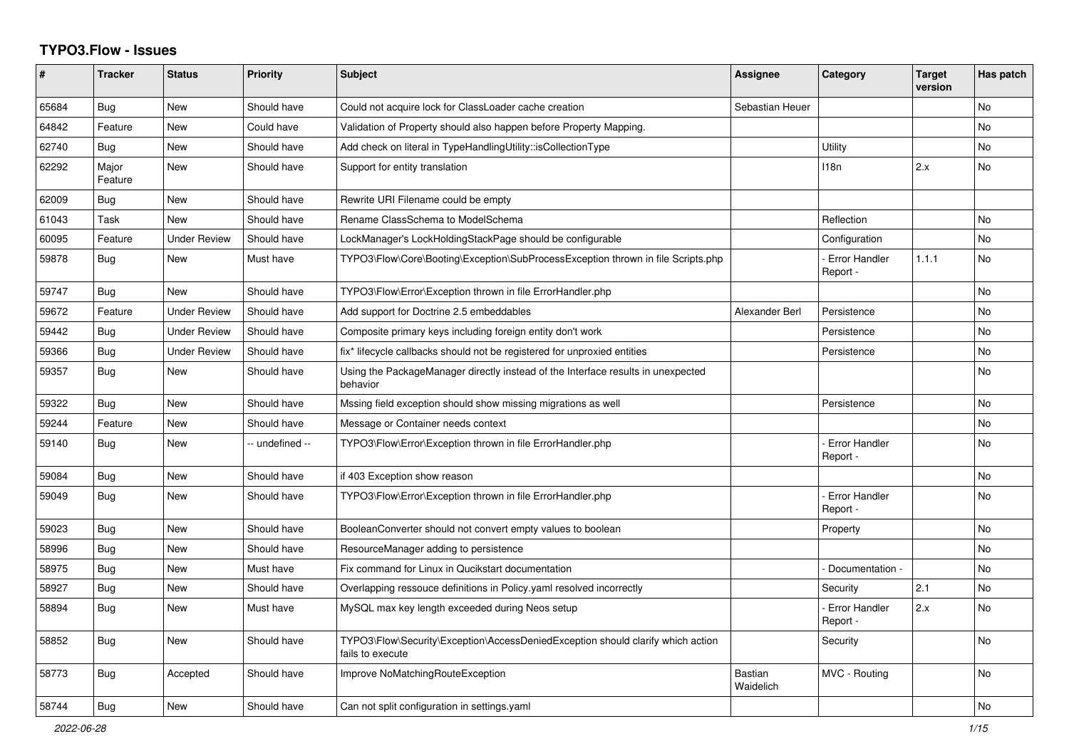## TYPO3.Flow - Issues

| # | Tracker | Status | Priority | Subject | Assignee | Category | Target version | Has patch |
|---|---|---|---|---|---|---|---|---|
| 65684 | Bug | New | Should have | Could not acquire lock for ClassLoader cache creation | Sebastian Heuer | | | No |
| 64842 | Feature | New | Could have | Validation of Property should also happen before Property Mapping. | | | | No |
| 62740 | Bug | New | Should have | Add check on literal in TypeHandlingUtility::isCollectionType | | Utility | | No |
| 62292 | Major Feature | New | Should have | Support for entity translation | | I18n | 2.x | No |
| 62009 | Bug | New | Should have | Rewrite URI Filename could be empty | | | | |
| 61043 | Task | New | Should have | Rename ClassSchema to ModelSchema | | Reflection | | No |
| 60095 | Feature | Under Review | Should have | LockManager's LockHoldingStackPage should be configurable | | Configuration | | No |
| 59878 | Bug | New | Must have | TYPO3\Flow\Core\Booting\Exception\SubProcessException thrown in file Scripts.php | | - Error Handler Report - | 1.1.1 | No |
| 59747 | Bug | New | Should have | TYPO3\Flow\Error\Exception thrown in file ErrorHandler.php | | | | No |
| 59672 | Feature | Under Review | Should have | Add support for Doctrine 2.5 embeddables | Alexander Berl | Persistence | | No |
| 59442 | Bug | Under Review | Should have | Composite primary keys including foreign entity don't work | | Persistence | | No |
| 59366 | Bug | Under Review | Should have | fix* lifecycle callbacks should not be registered for unproxied entities | | Persistence | | No |
| 59357 | Bug | New | Should have | Using the PackageManager directly instead of the Interface results in unexpected behavior | | | | No |
| 59322 | Bug | New | Should have | Mssing field exception should show missing migrations as well | | Persistence | | No |
| 59244 | Feature | New | Should have | Message or Container needs context | | | | No |
| 59140 | Bug | New | -- undefined -- | TYPO3\Flow\Error\Exception thrown in file ErrorHandler.php | | - Error Handler Report - | | No |
| 59084 | Bug | New | Should have | if 403 Exception show reason | | | | No |
| 59049 | Bug | New | Should have | TYPO3\Flow\Error\Exception thrown in file ErrorHandler.php | | - Error Handler Report - | | No |
| 59023 | Bug | New | Should have | BooleanConverter should not convert empty values to boolean | | Property | | No |
| 58996 | Bug | New | Should have | ResourceManager adding to persistence | | | | No |
| 58975 | Bug | New | Must have | Fix command for Linux in Qucikstart documentation | | - Documentation - | | No |
| 58927 | Bug | New | Should have | Overlapping ressouce definitions in Policy.yaml resolved incorrectly | | Security | 2.1 | No |
| 58894 | Bug | New | Must have | MySQL max key length exceeded during Neos setup | | - Error Handler Report - | 2.x | No |
| 58852 | Bug | New | Should have | TYPO3\Flow\Security\Exception\AccessDeniedException should clarify which action fails to execute | | Security | | No |
| 58773 | Bug | Accepted | Should have | Improve NoMatchingRouteException | Bastian Waidelich | MVC - Routing | | No |
| 58744 | Bug | New | Should have | Can not split configuration in settings.yaml | | | | No |

*2022-06-28*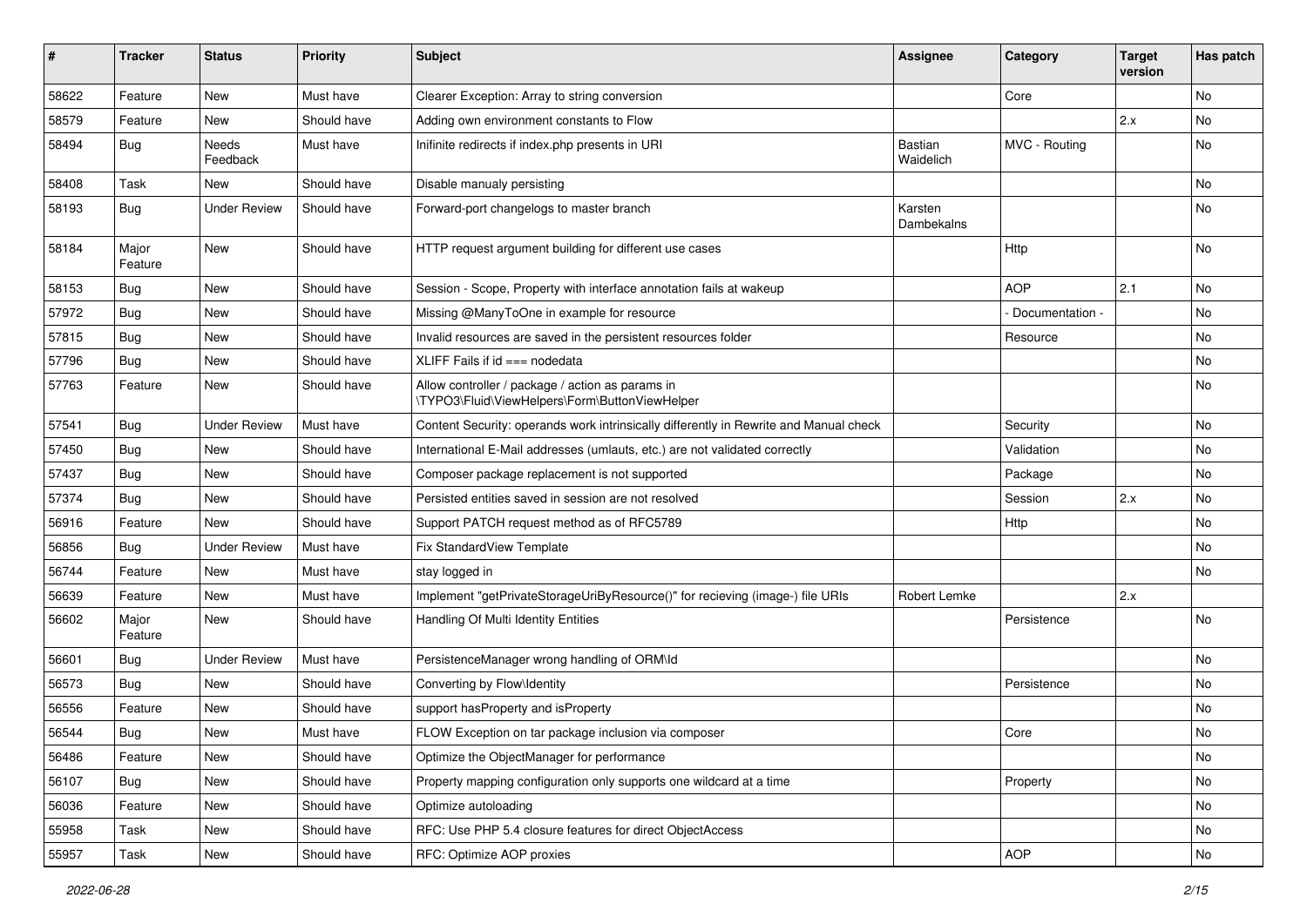| # | Tracker | Status | Priority | Subject | Assignee | Category | Target version | Has patch |
|---|---|---|---|---|---|---|---|---|
| 58622 | Feature | New | Must have | Clearer Exception: Array to string conversion | | Core | | No |
| 58579 | Feature | New | Should have | Adding own environment constants to Flow | | | 2.x | No |
| 58494 | Bug | Needs Feedback | Must have | Inifinite redirects if index.php presents in URI | Bastian Waidelich | MVC - Routing | | No |
| 58408 | Task | New | Should have | Disable manualy persisting | | | | No |
| 58193 | Bug | Under Review | Should have | Forward-port changelogs to master branch | Karsten Dambekalns | | | No |
| 58184 | Major Feature | New | Should have | HTTP request argument building for different use cases | | Http | | No |
| 58153 | Bug | New | Should have | Session - Scope, Property with interface annotation fails at wakeup | | AOP | 2.1 | No |
| 57972 | Bug | New | Should have | Missing @ManyToOne in example for resource | | - Documentation - | | No |
| 57815 | Bug | New | Should have | Invalid resources are saved in the persistent resources folder | | Resource | | No |
| 57796 | Bug | New | Should have | XLIFF Fails if id === nodedata | | | | No |
| 57763 | Feature | New | Should have | Allow controller / package / action as params in \TYPO3\Fluid\ViewHelpers\Form\ButtonViewHelper | | | | No |
| 57541 | Bug | Under Review | Must have | Content Security: operands work intrinsically differently in Rewrite and Manual check | | Security | | No |
| 57450 | Bug | New | Should have | International E-Mail addresses (umlauts, etc.) are not validated correctly | | Validation | | No |
| 57437 | Bug | New | Should have | Composer package replacement is not supported | | Package | | No |
| 57374 | Bug | New | Should have | Persisted entities saved in session are not resolved | | Session | 2.x | No |
| 56916 | Feature | New | Should have | Support PATCH request method as of RFC5789 | | Http | | No |
| 56856 | Bug | Under Review | Must have | Fix StandardView Template | | | | No |
| 56744 | Feature | New | Must have | stay logged in | | | | No |
| 56639 | Feature | New | Must have | Implement "getPrivateStorageUriByResource()" for recieving (image-) file URIs | Robert Lemke | | 2.x | |
| 56602 | Major Feature | New | Should have | Handling Of Multi Identity Entities | | Persistence | | No |
| 56601 | Bug | Under Review | Must have | PersistenceManager wrong handling of ORM\Id | | | | No |
| 56573 | Bug | New | Should have | Converting by Flow\Identity | | Persistence | | No |
| 56556 | Feature | New | Should have | support hasProperty and isProperty | | | | No |
| 56544 | Bug | New | Must have | FLOW Exception on tar package inclusion via composer | | Core | | No |
| 56486 | Feature | New | Should have | Optimize the ObjectManager for performance | | | | No |
| 56107 | Bug | New | Should have | Property mapping configuration only supports one wildcard at a time | | Property | | No |
| 56036 | Feature | New | Should have | Optimize autoloading | | | | No |
| 55958 | Task | New | Should have | RFC: Use PHP 5.4 closure features for direct ObjectAccess | | | | No |
| 55957 | Task | New | Should have | RFC: Optimize AOP proxies | | AOP | | No |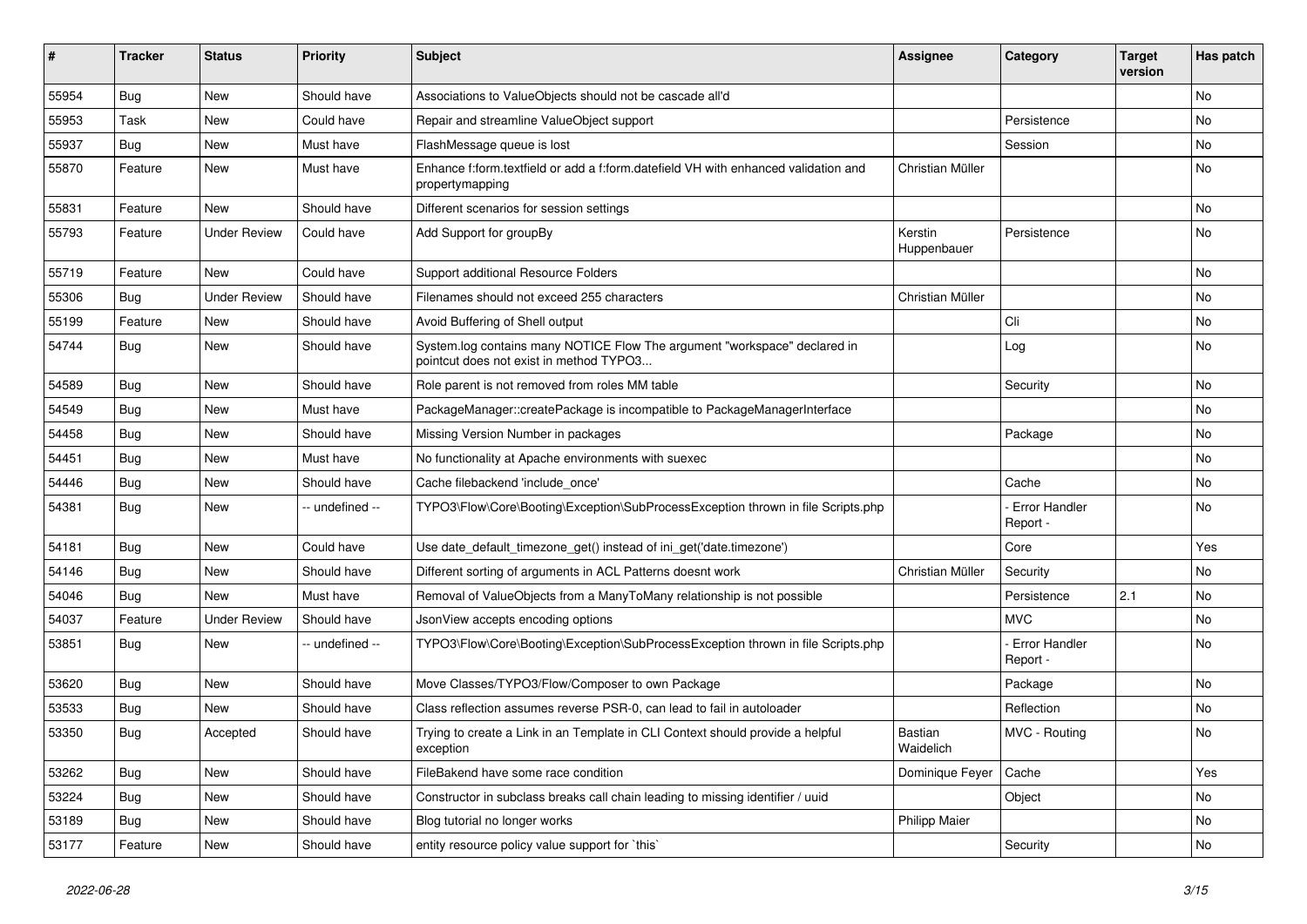| # | Tracker | Status | Priority | Subject | Assignee | Category | Target version | Has patch |
|---|---|---|---|---|---|---|---|---|
| 55954 | Bug | New | Should have | Associations to ValueObjects should not be cascade all'd | | | | No |
| 55953 | Task | New | Could have | Repair and streamline ValueObject support | | Persistence | | No |
| 55937 | Bug | New | Must have | FlashMessage queue is lost | | Session | | No |
| 55870 | Feature | New | Must have | Enhance f:form.textfield or add a f:form.datefield VH with enhanced validation and propertymapping | Christian Müller | | | No |
| 55831 | Feature | New | Should have | Different scenarios for session settings | | | | No |
| 55793 | Feature | Under Review | Could have | Add Support for groupBy | Kerstin Huppenbauer | Persistence | | No |
| 55719 | Feature | New | Could have | Support additional Resource Folders | | | | No |
| 55306 | Bug | Under Review | Should have | Filenames should not exceed 255 characters | Christian Müller | | | No |
| 55199 | Feature | New | Should have | Avoid Buffering of Shell output | | Cli | | No |
| 54744 | Bug | New | Should have | System.log contains many NOTICE Flow The argument "workspace" declared in pointcut does not exist in method TYPO3... | | Log | | No |
| 54589 | Bug | New | Should have | Role parent is not removed from roles MM table | | Security | | No |
| 54549 | Bug | New | Must have | PackageManager::createPackage is incompatible to PackageManagerInterface | | | | No |
| 54458 | Bug | New | Should have | Missing Version Number in packages | | Package | | No |
| 54451 | Bug | New | Must have | No functionality at Apache environments with suexec | | | | No |
| 54446 | Bug | New | Should have | Cache filebackend 'include_once' | | Cache | | No |
| 54381 | Bug | New | -- undefined -- | TYPO3\Flow\Core\Booting\Exception\SubProcessException thrown in file Scripts.php | | - Error Handler Report - | | No |
| 54181 | Bug | New | Could have | Use date_default_timezone_get() instead of ini_get('date.timezone') | | Core | | Yes |
| 54146 | Bug | New | Should have | Different sorting of arguments in ACL Patterns doesnt work | Christian Müller | Security | | No |
| 54046 | Bug | New | Must have | Removal of ValueObjects from a ManyToMany relationship is not possible | | Persistence | 2.1 | No |
| 54037 | Feature | Under Review | Should have | JsonView accepts encoding options | | MVC | | No |
| 53851 | Bug | New | -- undefined -- | TYPO3\Flow\Core\Booting\Exception\SubProcessException thrown in file Scripts.php | | - Error Handler Report - | | No |
| 53620 | Bug | New | Should have | Move Classes/TYPO3/Flow/Composer to own Package | | Package | | No |
| 53533 | Bug | New | Should have | Class reflection assumes reverse PSR-0, can lead to fail in autoloader | | Reflection | | No |
| 53350 | Bug | Accepted | Should have | Trying to create a Link in an Template in CLI Context should provide a helpful exception | Bastian Waidelich | MVC - Routing | | No |
| 53262 | Bug | New | Should have | FileBakend have some race condition | Dominique Feyer | Cache | | Yes |
| 53224 | Bug | New | Should have | Constructor in subclass breaks call chain leading to missing identifier / uuid | | Object | | No |
| 53189 | Bug | New | Should have | Blog tutorial no longer works | Philipp Maier | | | No |
| 53177 | Feature | New | Should have | entity resource policy value support for `this` | | Security | | No |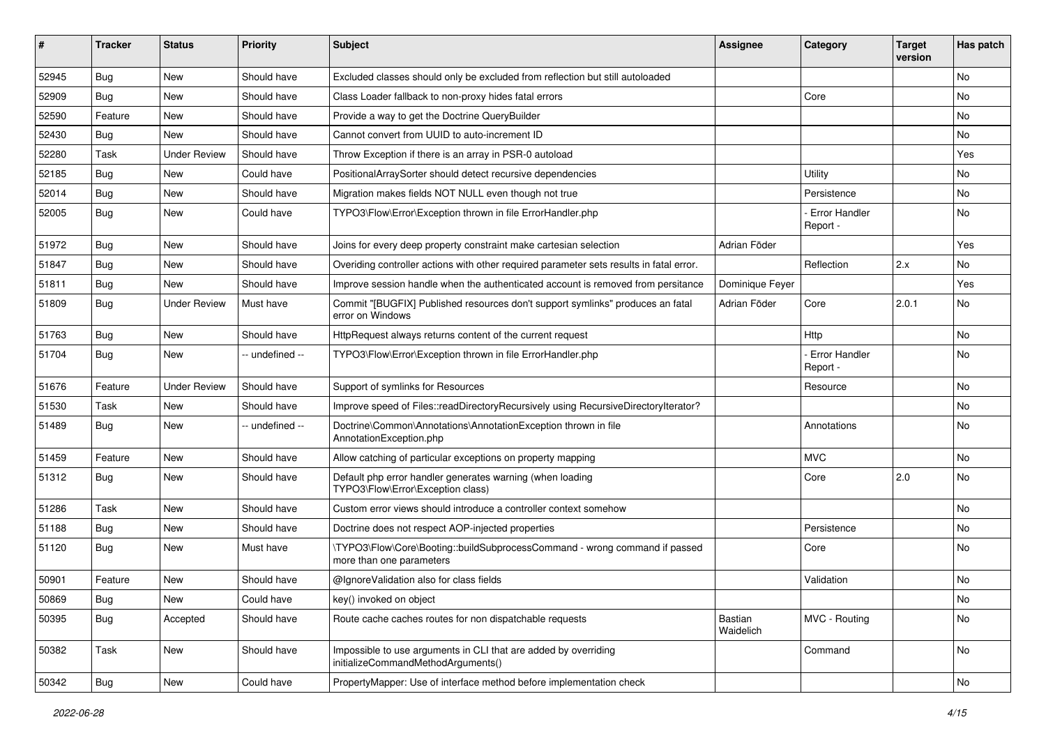| # | Tracker | Status | Priority | Subject | Assignee | Category | Target version | Has patch |
|---|---|---|---|---|---|---|---|---|
| 52945 | Bug | New | Should have | Excluded classes should only be excluded from reflection but still autoloaded | | | | No |
| 52909 | Bug | New | Should have | Class Loader fallback to non-proxy hides fatal errors | | Core | | No |
| 52590 | Feature | New | Should have | Provide a way to get the Doctrine QueryBuilder | | | | No |
| 52430 | Bug | New | Should have | Cannot convert from UUID to auto-increment ID | | | | No |
| 52280 | Task | Under Review | Should have | Throw Exception if there is an array in PSR-0 autoload | | | | Yes |
| 52185 | Bug | New | Could have | PositionalArraySorter should detect recursive dependencies | | Utility | | No |
| 52014 | Bug | New | Should have | Migration makes fields NOT NULL even though not true | | Persistence | | No |
| 52005 | Bug | New | Could have | TYPO3\Flow\Error\Exception thrown in file ErrorHandler.php | | - Error Handler Report - | | No |
| 51972 | Bug | New | Should have | Joins for every deep property constraint make cartesian selection | Adrian Föder | | | Yes |
| 51847 | Bug | New | Should have | Overiding controller actions with other required parameter sets results in fatal error. | | Reflection | 2.x | No |
| 51811 | Bug | New | Should have | Improve session handle when the authenticated account is removed from persitance | Dominique Feyer | | | Yes |
| 51809 | Bug | Under Review | Must have | Commit "[BUGFIX] Published resources don't support symlinks" produces an fatal error on Windows | Adrian Föder | Core | 2.0.1 | No |
| 51763 | Bug | New | Should have | HttpRequest always returns content of the current request | | Http | | No |
| 51704 | Bug | New | -- undefined -- | TYPO3\Flow\Error\Exception thrown in file ErrorHandler.php | | - Error Handler Report - | | No |
| 51676 | Feature | Under Review | Should have | Support of symlinks for Resources | | Resource | | No |
| 51530 | Task | New | Should have | Improve speed of Files::readDirectoryRecursively using RecursiveDirectoryIterator? | | | | No |
| 51489 | Bug | New | -- undefined -- | Doctrine\Common\Annotations\AnnotationException thrown in file AnnotationException.php | | Annotations | | No |
| 51459 | Feature | New | Should have | Allow catching of particular exceptions on property mapping | | MVC | | No |
| 51312 | Bug | New | Should have | Default php error handler generates warning (when loading TYPO3\Flow\Error\Exception class) | | Core | 2.0 | No |
| 51286 | Task | New | Should have | Custom error views should introduce a controller context somehow | | | | No |
| 51188 | Bug | New | Should have | Doctrine does not respect AOP-injected properties | | Persistence | | No |
| 51120 | Bug | New | Must have | \TYPO3\Flow\Core\Booting::buildSubprocessCommand - wrong command if passed more than one parameters | | Core | | No |
| 50901 | Feature | New | Should have | @IgnoreValidation also for class fields | | Validation | | No |
| 50869 | Bug | New | Could have | key() invoked on object | | | | No |
| 50395 | Bug | Accepted | Should have | Route cache caches routes for non dispatchable requests | Bastian Waidelich | MVC - Routing | | No |
| 50382 | Task | New | Should have | Impossible to use arguments in CLI that are added by overriding initializeCommandMethodArguments() | | Command | | No |
| 50342 | Bug | New | Could have | PropertyMapper: Use of interface method before implementation check | | | | No |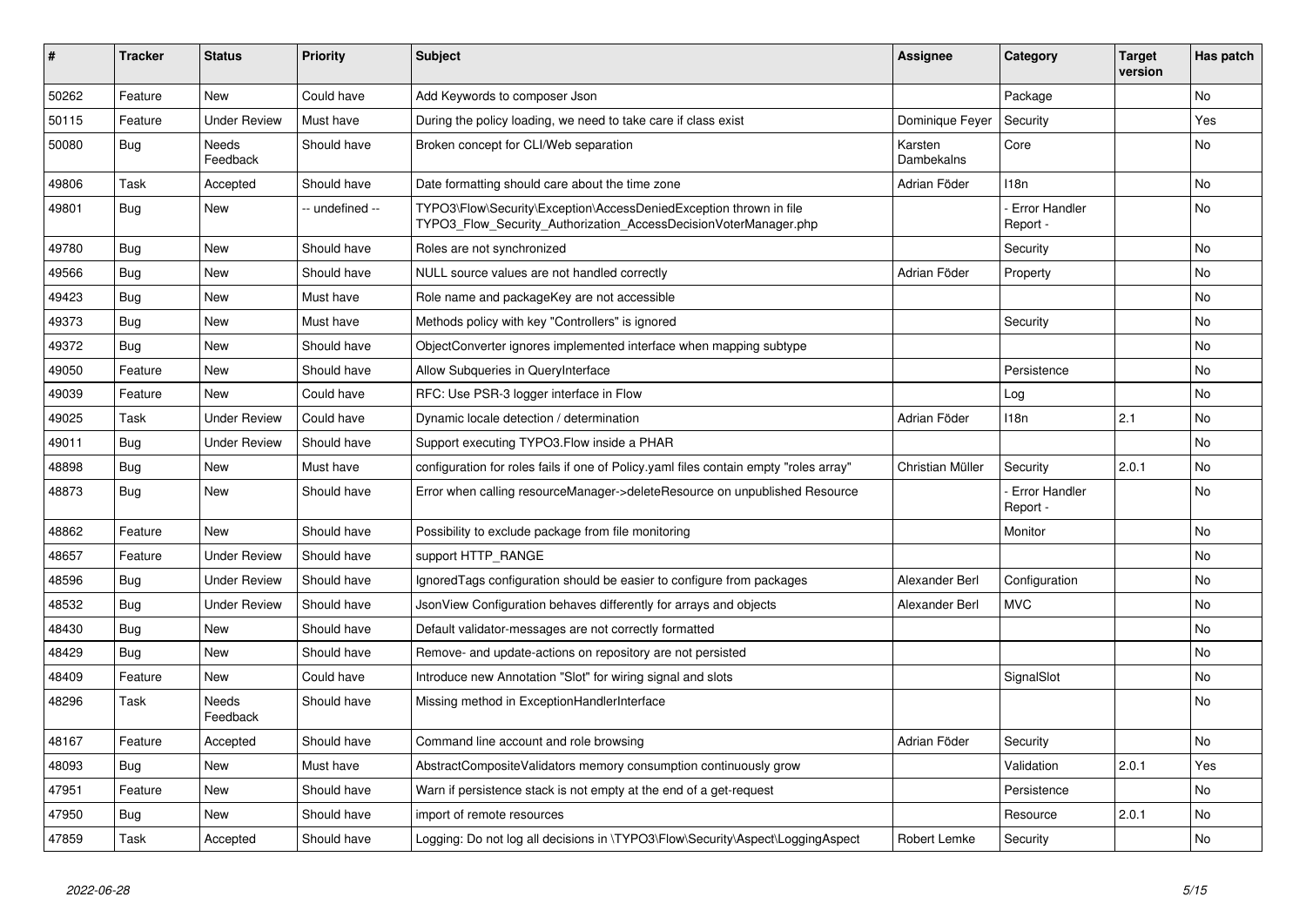| # | Tracker | Status | Priority | Subject | Assignee | Category | Target version | Has patch |
|---|---|---|---|---|---|---|---|---|
| 50262 | Feature | New | Could have | Add Keywords to composer Json | | Package | | No |
| 50115 | Feature | Under Review | Must have | During the policy loading, we need to take care if class exist | Dominique Feyer | Security | | Yes |
| 50080 | Bug | Needs Feedback | Should have | Broken concept for CLI/Web separation | Karsten Dambekalns | Core | | No |
| 49806 | Task | Accepted | Should have | Date formatting should care about the time zone | Adrian Föder | I18n | | No |
| 49801 | Bug | New | -- undefined -- | TYPO3\Flow\Security\Exception\AccessDeniedException thrown in file TYPO3_Flow_Security_Authorization_AccessDecisionVoterManager.php | | - Error Handler Report - | | No |
| 49780 | Bug | New | Should have | Roles are not synchronized | | Security | | No |
| 49566 | Bug | New | Should have | NULL source values are not handled correctly | Adrian Föder | Property | | No |
| 49423 | Bug | New | Must have | Role name and packageKey are not accessible | | | | No |
| 49373 | Bug | New | Must have | Methods policy with key "Controllers" is ignored | | Security | | No |
| 49372 | Bug | New | Should have | ObjectConverter ignores implemented interface when mapping subtype | | | | No |
| 49050 | Feature | New | Should have | Allow Subqueries in QueryInterface | | Persistence | | No |
| 49039 | Feature | New | Could have | RFC: Use PSR-3 logger interface in Flow | | Log | | No |
| 49025 | Task | Under Review | Could have | Dynamic locale detection / determination | Adrian Föder | I18n | 2.1 | No |
| 49011 | Bug | Under Review | Should have | Support executing TYPO3.Flow inside a PHAR | | | | No |
| 48898 | Bug | New | Must have | configuration for roles fails if one of Policy.yaml files contain empty "roles array" | Christian Müller | Security | 2.0.1 | No |
| 48873 | Bug | New | Should have | Error when calling resourceManager->deleteResource on unpublished Resource | | - Error Handler Report - | | No |
| 48862 | Feature | New | Should have | Possibility to exclude package from file monitoring | | Monitor | | No |
| 48657 | Feature | Under Review | Should have | support HTTP_RANGE | | | | No |
| 48596 | Bug | Under Review | Should have | IgnoredTags configuration should be easier to configure from packages | Alexander Berl | Configuration | | No |
| 48532 | Bug | Under Review | Should have | JsonView Configuration behaves differently for arrays and objects | Alexander Berl | MVC | | No |
| 48430 | Bug | New | Should have | Default validator-messages are not correctly formatted | | | | No |
| 48429 | Bug | New | Should have | Remove- and update-actions on repository are not persisted | | | | No |
| 48409 | Feature | New | Could have | Introduce new Annotation "Slot" for wiring signal and slots | | SignalSlot | | No |
| 48296 | Task | Needs Feedback | Should have | Missing method in ExceptionHandlerInterface | | | | No |
| 48167 | Feature | Accepted | Should have | Command line account and role browsing | Adrian Föder | Security | | No |
| 48093 | Bug | New | Must have | AbstractCompositeValidators memory consumption continuously grow | | Validation | 2.0.1 | Yes |
| 47951 | Feature | New | Should have | Warn if persistence stack is not empty at the end of a get-request | | Persistence | | No |
| 47950 | Bug | New | Should have | import of remote resources | | Resource | 2.0.1 | No |
| 47859 | Task | Accepted | Should have | Logging: Do not log all decisions in \TYPO3\Flow\Security\Aspect\LoggingAspect | Robert Lemke | Security | | No |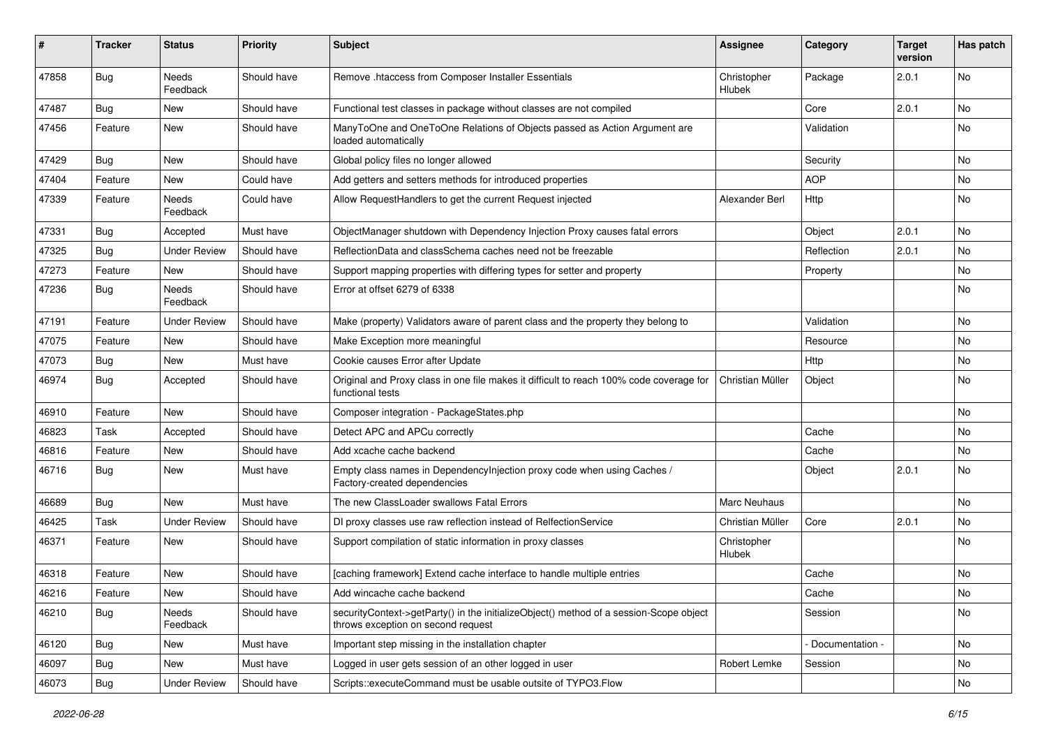| # | Tracker | Status | Priority | Subject | Assignee | Category | Target version | Has patch |
|---|---|---|---|---|---|---|---|---|
| 47858 | Bug | Needs Feedback | Should have | Remove .htaccess from Composer Installer Essentials | Christopher Hlubek | Package | 2.0.1 | No |
| 47487 | Bug | New | Should have | Functional test classes in package without classes are not compiled | | Core | 2.0.1 | No |
| 47456 | Feature | New | Should have | ManyToOne and OneToOne Relations of Objects passed as Action Argument are loaded automatically | | Validation | | No |
| 47429 | Bug | New | Should have | Global policy files no longer allowed | | Security | | No |
| 47404 | Feature | New | Could have | Add getters and setters methods for introduced properties | | AOP | | No |
| 47339 | Feature | Needs Feedback | Could have | Allow RequestHandlers to get the current Request injected | Alexander Berl | Http | | No |
| 47331 | Bug | Accepted | Must have | ObjectManager shutdown with Dependency Injection Proxy causes fatal errors | | Object | 2.0.1 | No |
| 47325 | Bug | Under Review | Should have | ReflectionData and classSchema caches need not be freezable | | Reflection | 2.0.1 | No |
| 47273 | Feature | New | Should have | Support mapping properties with differing types for setter and property | | Property | | No |
| 47236 | Bug | Needs Feedback | Should have | Error at offset 6279 of 6338 | | | | No |
| 47191 | Feature | Under Review | Should have | Make (property) Validators aware of parent class and the property they belong to | | Validation | | No |
| 47075 | Feature | New | Should have | Make Exception more meaningful | | Resource | | No |
| 47073 | Bug | New | Must have | Cookie causes Error after Update | | Http | | No |
| 46974 | Bug | Accepted | Should have | Original and Proxy class in one file makes it difficult to reach 100% code coverage for functional tests | Christian Müller | Object | | No |
| 46910 | Feature | New | Should have | Composer integration - PackageStates.php | | | | No |
| 46823 | Task | Accepted | Should have | Detect APC and APCu correctly | | Cache | | No |
| 46816 | Feature | New | Should have | Add xcache cache backend | | Cache | | No |
| 46716 | Bug | New | Must have | Empty class names in DependencyInjection proxy code when using Caches / Factory-created dependencies | | Object | 2.0.1 | No |
| 46689 | Bug | New | Must have | The new ClassLoader swallows Fatal Errors | Marc Neuhaus | | | No |
| 46425 | Task | Under Review | Should have | DI proxy classes use raw reflection instead of RelfectionService | Christian Müller | Core | 2.0.1 | No |
| 46371 | Feature | New | Should have | Support compilation of static information in proxy classes | Christopher Hlubek | | | No |
| 46318 | Feature | New | Should have | [caching framework] Extend cache interface to handle multiple entries | | Cache | | No |
| 46216 | Feature | New | Should have | Add wincache cache backend | | Cache | | No |
| 46210 | Bug | Needs Feedback | Should have | securityContext->getParty() in the initializeObject() method of a session-Scope object throws exception on second request | | Session | | No |
| 46120 | Bug | New | Must have | Important step missing in the installation chapter | | - Documentation - | | No |
| 46097 | Bug | New | Must have | Logged in user gets session of an other logged in user | Robert Lemke | Session | | No |
| 46073 | Bug | Under Review | Should have | Scripts::executeCommand must be usable outsite of TYPO3.Flow | | | | No |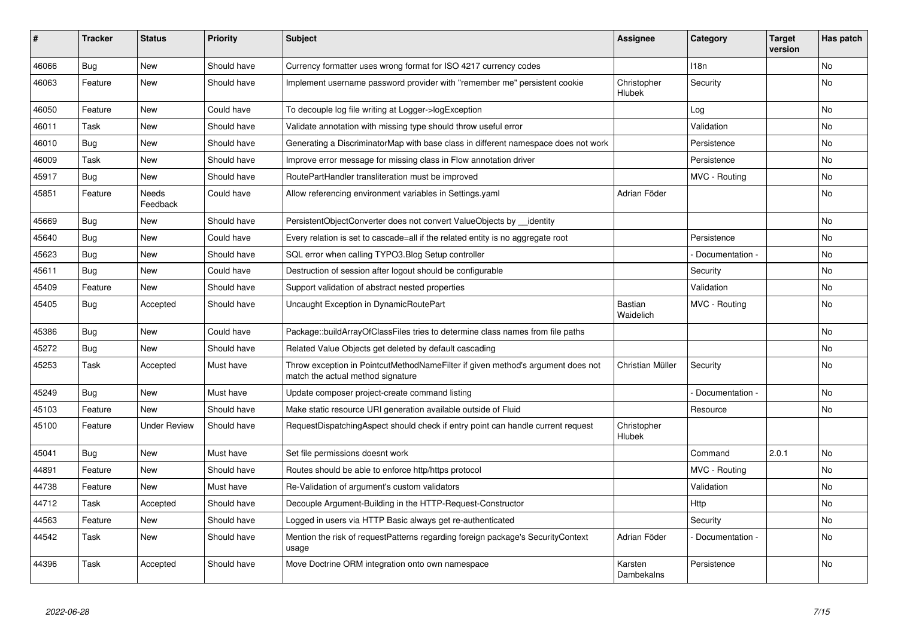| # | Tracker | Status | Priority | Subject | Assignee | Category | Target version | Has patch |
|---|---|---|---|---|---|---|---|---|
| 46066 | Bug | New | Should have | Currency formatter uses wrong format for ISO 4217 currency codes | | I18n | | No |
| 46063 | Feature | New | Should have | Implement username password provider with "remember me" persistent cookie | Christopher Hlubek | Security | | No |
| 46050 | Feature | New | Could have | To decouple log file writing at Logger->logException | | Log | | No |
| 46011 | Task | New | Should have | Validate annotation with missing type should throw useful error | | Validation | | No |
| 46010 | Bug | New | Should have | Generating a DiscriminatorMap with base class in different namespace does not work | | Persistence | | No |
| 46009 | Task | New | Should have | Improve error message for missing class in Flow annotation driver | | Persistence | | No |
| 45917 | Bug | New | Should have | RoutePartHandler transliteration must be improved | | MVC - Routing | | No |
| 45851 | Feature | Needs Feedback | Could have | Allow referencing environment variables in Settings.yaml | Adrian Föder | | | No |
| 45669 | Bug | New | Should have | PersistentObjectConverter does not convert ValueObjects by __identity | | | | No |
| 45640 | Bug | New | Could have | Every relation is set to cascade=all if the related entity is no aggregate root | | Persistence | | No |
| 45623 | Bug | New | Should have | SQL error when calling TYPO3.Blog Setup controller | | - Documentation - | | No |
| 45611 | Bug | New | Could have | Destruction of session after logout should be configurable | | Security | | No |
| 45409 | Feature | New | Should have | Support validation of abstract nested properties | | Validation | | No |
| 45405 | Bug | Accepted | Should have | Uncaught Exception in DynamicRoutePart | Bastian Waidelich | MVC - Routing | | No |
| 45386 | Bug | New | Could have | Package::buildArrayOfClassFiles tries to determine class names from file paths | | | | No |
| 45272 | Bug | New | Should have | Related Value Objects get deleted by default cascading | | | | No |
| 45253 | Task | Accepted | Must have | Throw exception in PointcutMethodNameFilter if given method's argument does not match the actual method signature | Christian Müller | Security | | No |
| 45249 | Bug | New | Must have | Update composer project-create command listing | | - Documentation - | | No |
| 45103 | Feature | New | Should have | Make static resource URI generation available outside of Fluid | | Resource | | No |
| 45100 | Feature | Under Review | Should have | RequestDispatchingAspect should check if entry point can handle current request | Christopher Hlubek | | | |
| 45041 | Bug | New | Must have | Set file permissions doesnt work | | Command | 2.0.1 | No |
| 44891 | Feature | New | Should have | Routes should be able to enforce http/https protocol | | MVC - Routing | | No |
| 44738 | Feature | New | Must have | Re-Validation of argument's custom validators | | Validation | | No |
| 44712 | Task | Accepted | Should have | Decouple Argument-Building in the HTTP-Request-Constructor | | Http | | No |
| 44563 | Feature | New | Should have | Logged in users via HTTP Basic always get re-authenticated | | Security | | No |
| 44542 | Task | New | Should have | Mention the risk of requestPatterns regarding foreign package's SecurityContext usage | Adrian Föder | - Documentation - | | No |
| 44396 | Task | Accepted | Should have | Move Doctrine ORM integration onto own namespace | Karsten Dambekalns | Persistence | | No |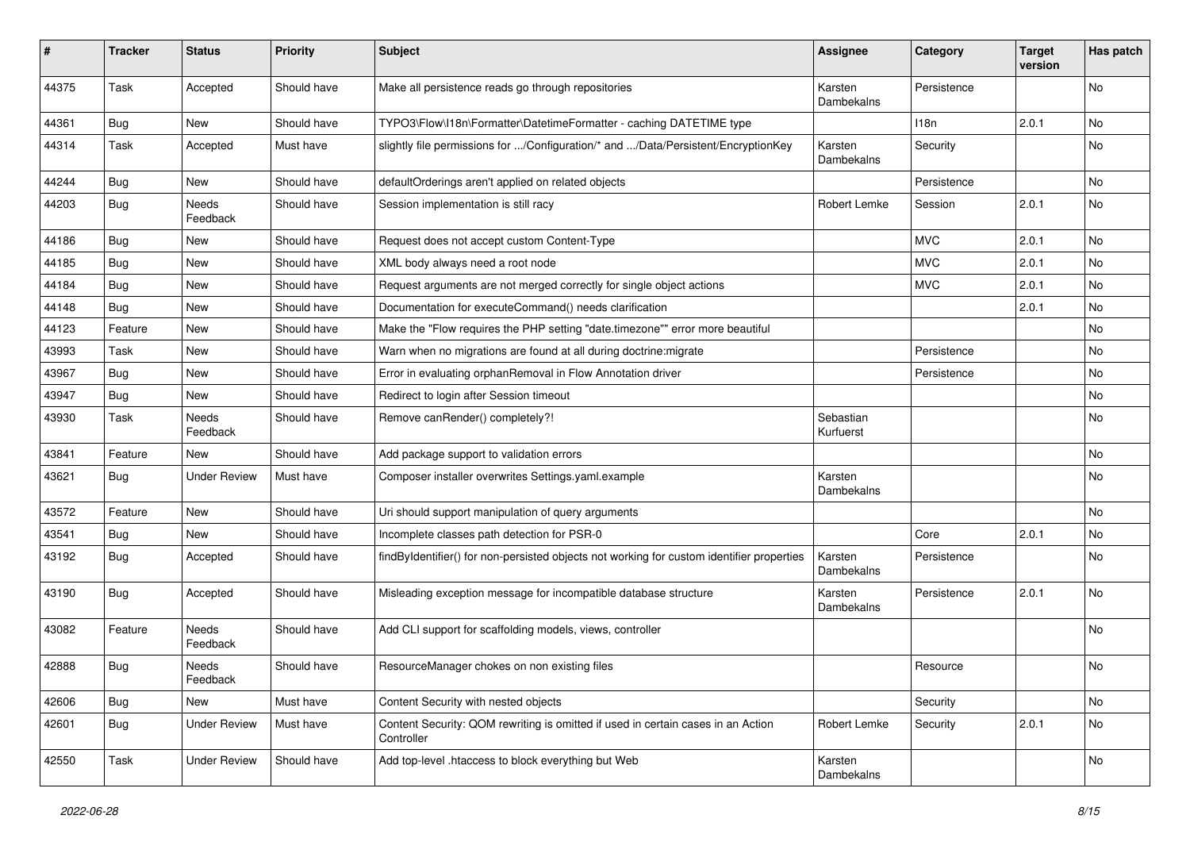| # | Tracker | Status | Priority | Subject | Assignee | Category | Target version | Has patch |
|---|---|---|---|---|---|---|---|---|
| 44375 | Task | Accepted | Should have | Make all persistence reads go through repositories | Karsten Dambekalns | Persistence | | No |
| 44361 | Bug | New | Should have | TYPO3\Flow\I18n\Formatter\DatetimeFormatter - caching DATETIME type | | I18n | 2.0.1 | No |
| 44314 | Task | Accepted | Must have | slightly file permissions for .../Configuration/* and .../Data/Persistent/EncryptionKey | Karsten Dambekalns | Security | | No |
| 44244 | Bug | New | Should have | defaultOrderings aren't applied on related objects | | Persistence | | No |
| 44203 | Bug | Needs Feedback | Should have | Session implementation is still racy | Robert Lemke | Session | 2.0.1 | No |
| 44186 | Bug | New | Should have | Request does not accept custom Content-Type | | MVC | 2.0.1 | No |
| 44185 | Bug | New | Should have | XML body always need a root node | | MVC | 2.0.1 | No |
| 44184 | Bug | New | Should have | Request arguments are not merged correctly for single object actions | | MVC | 2.0.1 | No |
| 44148 | Bug | New | Should have | Documentation for executeCommand() needs clarification | | | 2.0.1 | No |
| 44123 | Feature | New | Should have | Make the "Flow requires the PHP setting "date.timezone"" error more beautiful | | | | No |
| 43993 | Task | New | Should have | Warn when no migrations are found at all during doctrine:migrate | | Persistence | | No |
| 43967 | Bug | New | Should have | Error in evaluating orphanRemoval in Flow Annotation driver | | Persistence | | No |
| 43947 | Bug | New | Should have | Redirect to login after Session timeout | | | | No |
| 43930 | Task | Needs Feedback | Should have | Remove canRender() completely?! | Sebastian Kurfuerst | | | No |
| 43841 | Feature | New | Should have | Add package support to validation errors | | | | No |
| 43621 | Bug | Under Review | Must have | Composer installer overwrites Settings.yaml.example | Karsten Dambekalns | | | No |
| 43572 | Feature | New | Should have | Uri should support manipulation of query arguments | | | | No |
| 43541 | Bug | New | Should have | Incomplete classes path detection for PSR-0 | | Core | 2.0.1 | No |
| 43192 | Bug | Accepted | Should have | findByIdentifier() for non-persisted objects not working for custom identifier properties | Karsten Dambekalns | Persistence | | No |
| 43190 | Bug | Accepted | Should have | Misleading exception message for incompatible database structure | Karsten Dambekalns | Persistence | 2.0.1 | No |
| 43082 | Feature | Needs Feedback | Should have | Add CLI support for scaffolding models, views, controller | | | | No |
| 42888 | Bug | Needs Feedback | Should have | ResourceManager chokes on non existing files | | Resource | | No |
| 42606 | Bug | New | Must have | Content Security with nested objects | | Security | | No |
| 42601 | Bug | Under Review | Must have | Content Security: QOM rewriting is omitted if used in certain cases in an Action Controller | Robert Lemke | Security | 2.0.1 | No |
| 42550 | Task | Under Review | Should have | Add top-level .htaccess to block everything but Web | Karsten Dambekalns | | | No |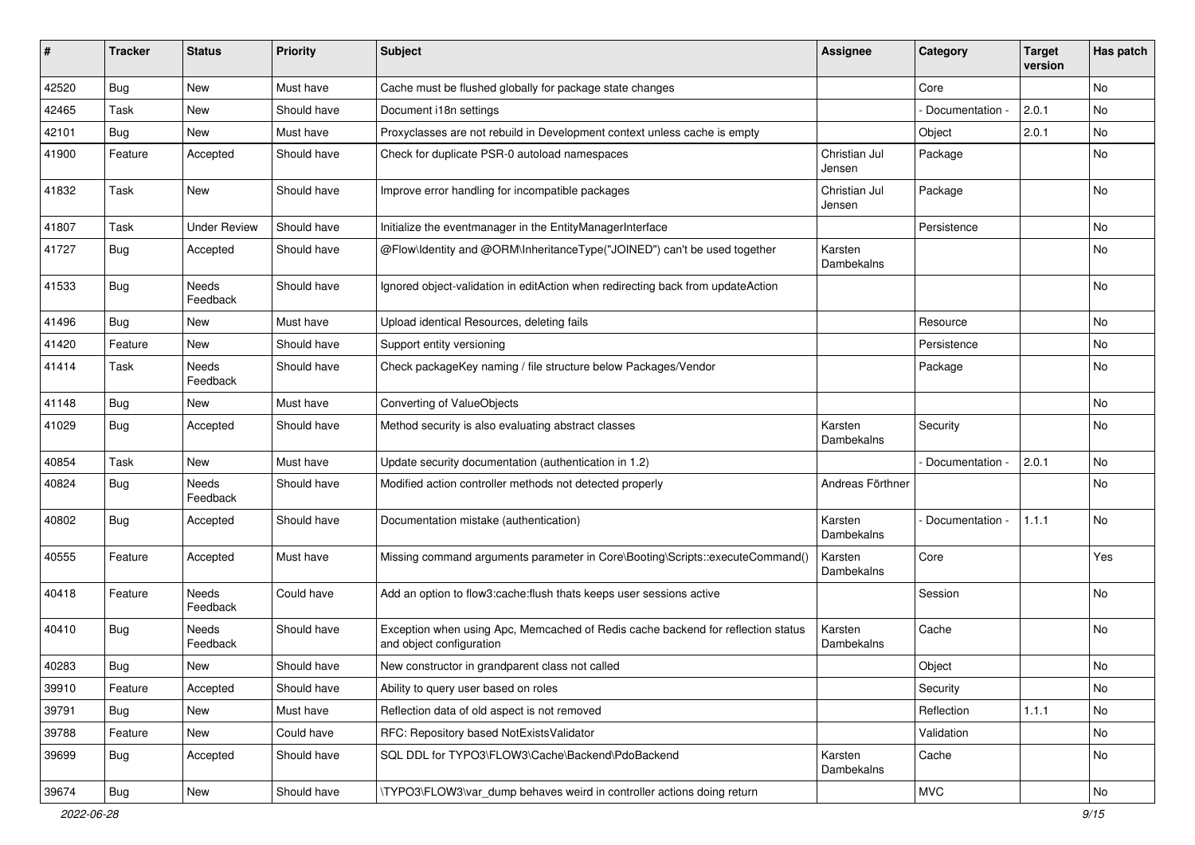| # | Tracker | Status | Priority | Subject | Assignee | Category | Target version | Has patch |
|---|---|---|---|---|---|---|---|---|
| 42520 | Bug | New | Must have | Cache must be flushed globally for package state changes | | Core | | No |
| 42465 | Task | New | Should have | Document i18n settings | | - Documentation - | 2.0.1 | No |
| 42101 | Bug | New | Must have | Proxyclasses are not rebuild in Development context unless cache is empty | | Object | 2.0.1 | No |
| 41900 | Feature | Accepted | Should have | Check for duplicate PSR-0 autoload namespaces | Christian Jul Jensen | Package | | No |
| 41832 | Task | New | Should have | Improve error handling for incompatible packages | Christian Jul Jensen | Package | | No |
| 41807 | Task | Under Review | Should have | Initialize the eventmanager in the EntityManagerInterface | | Persistence | | No |
| 41727 | Bug | Accepted | Should have | @Flow\Identity and @ORM\InheritanceType("JOINED") can't be used together | Karsten Dambekalns | | | No |
| 41533 | Bug | Needs Feedback | Should have | Ignored object-validation in editAction when redirecting back from updateAction | | | | No |
| 41496 | Bug | New | Must have | Upload identical Resources, deleting fails | | Resource | | No |
| 41420 | Feature | New | Should have | Support entity versioning | | Persistence | | No |
| 41414 | Task | Needs Feedback | Should have | Check packageKey naming / file structure below Packages/Vendor | | Package | | No |
| 41148 | Bug | New | Must have | Converting of ValueObjects | | | | No |
| 41029 | Bug | Accepted | Should have | Method security is also evaluating abstract classes | Karsten Dambekalns | Security | | No |
| 40854 | Task | New | Must have | Update security documentation (authentication in 1.2) | | - Documentation - | 2.0.1 | No |
| 40824 | Bug | Needs Feedback | Should have | Modified action controller methods not detected properly | Andreas Förthner | | | No |
| 40802 | Bug | Accepted | Should have | Documentation mistake (authentication) | Karsten Dambekalns | - Documentation - | 1.1.1 | No |
| 40555 | Feature | Accepted | Must have | Missing command arguments parameter in Core\Booting\Scripts::executeCommand() | Karsten Dambekalns | Core | | Yes |
| 40418 | Feature | Needs Feedback | Could have | Add an option to flow3:cache:flush thats keeps user sessions active | | Session | | No |
| 40410 | Bug | Needs Feedback | Should have | Exception when using Apc, Memcached of Redis cache backend for reflection status and object configuration | Karsten Dambekalns | Cache | | No |
| 40283 | Bug | New | Should have | New constructor in grandparent class not called | | Object | | No |
| 39910 | Feature | Accepted | Should have | Ability to query user based on roles | | Security | | No |
| 39791 | Bug | New | Must have | Reflection data of old aspect is not removed | | Reflection | 1.1.1 | No |
| 39788 | Feature | New | Could have | RFC: Repository based NotExistsValidator | | Validation | | No |
| 39699 | Bug | Accepted | Should have | SQL DDL for TYPO3\FLOW3\Cache\Backend\PdoBackend | Karsten Dambekalns | Cache | | No |
| 39674 | Bug | New | Should have | \TYPO3\FLOW3\var_dump behaves weird in controller actions doing return | | MVC | | No |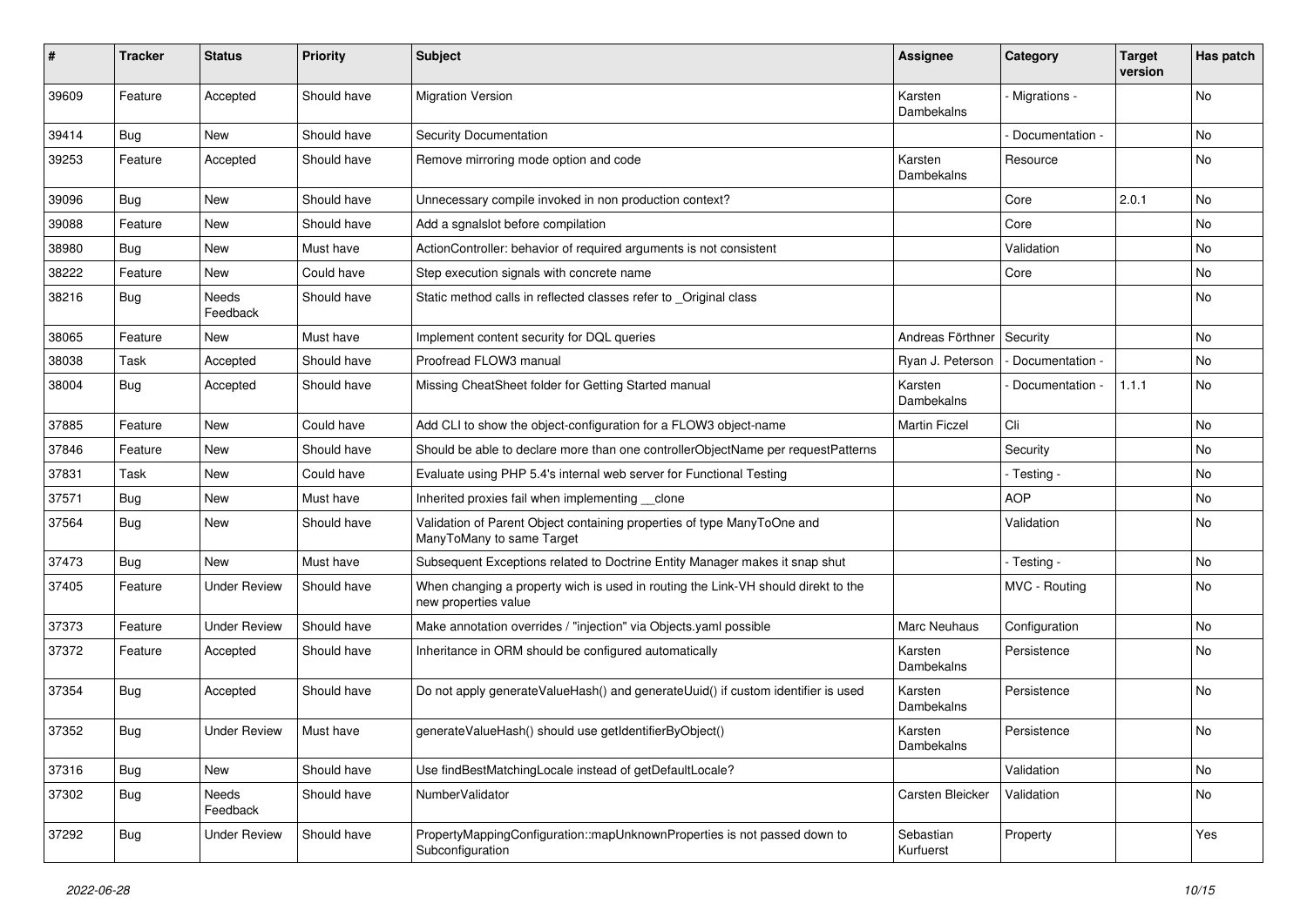| # | Tracker | Status | Priority | Subject | Assignee | Category | Target version | Has patch |
|---|---|---|---|---|---|---|---|---|
| 39609 | Feature | Accepted | Should have | Migration Version | Karsten Dambekalns | - Migrations - | | No |
| 39414 | Bug | New | Should have | Security Documentation | | - Documentation - | | No |
| 39253 | Feature | Accepted | Should have | Remove mirroring mode option and code | Karsten Dambekalns | Resource | | No |
| 39096 | Bug | New | Should have | Unnecessary compile invoked in non production context? | | Core | 2.0.1 | No |
| 39088 | Feature | New | Should have | Add a sgnalslot before compilation | | Core | | No |
| 38980 | Bug | New | Must have | ActionController: behavior of required arguments is not consistent | | Validation | | No |
| 38222 | Feature | New | Could have | Step execution signals with concrete name | | Core | | No |
| 38216 | Bug | Needs Feedback | Should have | Static method calls in reflected classes refer to _Original class | | | | No |
| 38065 | Feature | New | Must have | Implement content security for DQL queries | Andreas Förthner | Security | | No |
| 38038 | Task | Accepted | Should have | Proofread FLOW3 manual | Ryan J. Peterson | - Documentation - | | No |
| 38004 | Bug | Accepted | Should have | Missing CheatSheet folder for Getting Started manual | Karsten Dambekalns | - Documentation - | 1.1.1 | No |
| 37885 | Feature | New | Could have | Add CLI to show the object-configuration for a FLOW3 object-name | Martin Ficzel | Cli | | No |
| 37846 | Feature | New | Should have | Should be able to declare more than one controllerObjectName per requestPatterns | | Security | | No |
| 37831 | Task | New | Could have | Evaluate using PHP 5.4's internal web server for Functional Testing | | - Testing - | | No |
| 37571 | Bug | New | Must have | Inherited proxies fail when implementing __clone | | AOP | | No |
| 37564 | Bug | New | Should have | Validation of Parent Object containing properties of type ManyToOne and ManyToMany to same Target | | Validation | | No |
| 37473 | Bug | New | Must have | Subsequent Exceptions related to Doctrine Entity Manager makes it snap shut | | - Testing - | | No |
| 37405 | Feature | Under Review | Should have | When changing a property wich is used in routing the Link-VH should direkt to the new properties value | | MVC - Routing | | No |
| 37373 | Feature | Under Review | Should have | Make annotation overrides / "injection" via Objects.yaml possible | Marc Neuhaus | Configuration | | No |
| 37372 | Feature | Accepted | Should have | Inheritance in ORM should be configured automatically | Karsten Dambekalns | Persistence | | No |
| 37354 | Bug | Accepted | Should have | Do not apply generateValueHash() and generateUuid() if custom identifier is used | Karsten Dambekalns | Persistence | | No |
| 37352 | Bug | Under Review | Must have | generateValueHash() should use getIdentifierByObject() | Karsten Dambekalns | Persistence | | No |
| 37316 | Bug | New | Should have | Use findBestMatchingLocale instead of getDefaultLocale? | | Validation | | No |
| 37302 | Bug | Needs Feedback | Should have | NumberValidator | Carsten Bleicker | Validation | | No |
| 37292 | Bug | Under Review | Should have | PropertyMappingConfiguration::mapUnknownProperties is not passed down to Subconfiguration | Sebastian Kurfuerst | Property | | Yes |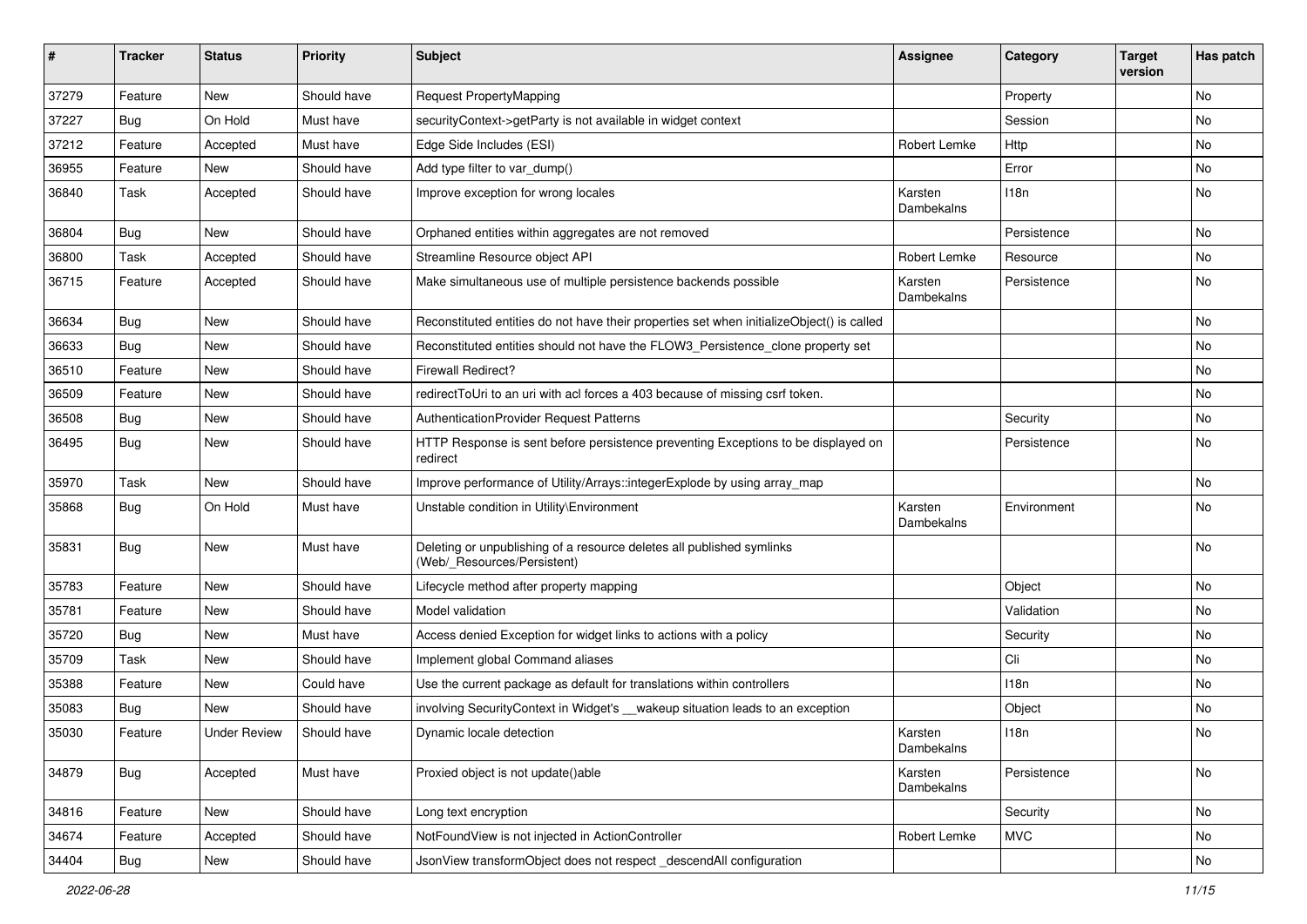| # | Tracker | Status | Priority | Subject | Assignee | Category | Target version | Has patch |
|---|---|---|---|---|---|---|---|---|
| 37279 | Feature | New | Should have | Request PropertyMapping | | Property | | No |
| 37227 | Bug | On Hold | Must have | securityContext->getParty is not available in widget context | | Session | | No |
| 37212 | Feature | Accepted | Must have | Edge Side Includes (ESI) | Robert Lemke | Http | | No |
| 36955 | Feature | New | Should have | Add type filter to var_dump() | | Error | | No |
| 36840 | Task | Accepted | Should have | Improve exception for wrong locales | Karsten Dambekalns | I18n | | No |
| 36804 | Bug | New | Should have | Orphaned entities within aggregates are not removed | | Persistence | | No |
| 36800 | Task | Accepted | Should have | Streamline Resource object API | Robert Lemke | Resource | | No |
| 36715 | Feature | Accepted | Should have | Make simultaneous use of multiple persistence backends possible | Karsten Dambekalns | Persistence | | No |
| 36634 | Bug | New | Should have | Reconstituted entities do not have their properties set when initializeObject() is called | | | | No |
| 36633 | Bug | New | Should have | Reconstituted entities should not have the FLOW3_Persistence_clone property set | | | | No |
| 36510 | Feature | New | Should have | Firewall Redirect? | | | | No |
| 36509 | Feature | New | Should have | redirectToUri to an uri with acl forces a 403 because of missing csrf token. | | | | No |
| 36508 | Bug | New | Should have | AuthenticationProvider Request Patterns | | Security | | No |
| 36495 | Bug | New | Should have | HTTP Response is sent before persistence preventing Exceptions to be displayed on redirect | | Persistence | | No |
| 35970 | Task | New | Should have | Improve performance of Utility/Arrays::integerExplode by using array_map | | | | No |
| 35868 | Bug | On Hold | Must have | Unstable condition in Utility\Environment | Karsten Dambekalns | Environment | | No |
| 35831 | Bug | New | Must have | Deleting or unpublishing of a resource deletes all published symlinks (Web/_Resources/Persistent) | | | | No |
| 35783 | Feature | New | Should have | Lifecycle method after property mapping | | Object | | No |
| 35781 | Feature | New | Should have | Model validation | | Validation | | No |
| 35720 | Bug | New | Must have | Access denied Exception for widget links to actions with a policy | | Security | | No |
| 35709 | Task | New | Should have | Implement global Command aliases | | Cli | | No |
| 35388 | Feature | New | Could have | Use the current package as default for translations within controllers | | I18n | | No |
| 35083 | Bug | New | Should have | involving SecurityContext in Widget's __wakeup situation leads to an exception | | Object | | No |
| 35030 | Feature | Under Review | Should have | Dynamic locale detection | Karsten Dambekalns | I18n | | No |
| 34879 | Bug | Accepted | Must have | Proxied object is not update()able | Karsten Dambekalns | Persistence | | No |
| 34816 | Feature | New | Should have | Long text encryption | | Security | | No |
| 34674 | Feature | Accepted | Should have | NotFoundView is not injected in ActionController | Robert Lemke | MVC | | No |
| 34404 | Bug | New | Should have | JsonView transformObject does not respect _descendAll configuration | | | | No |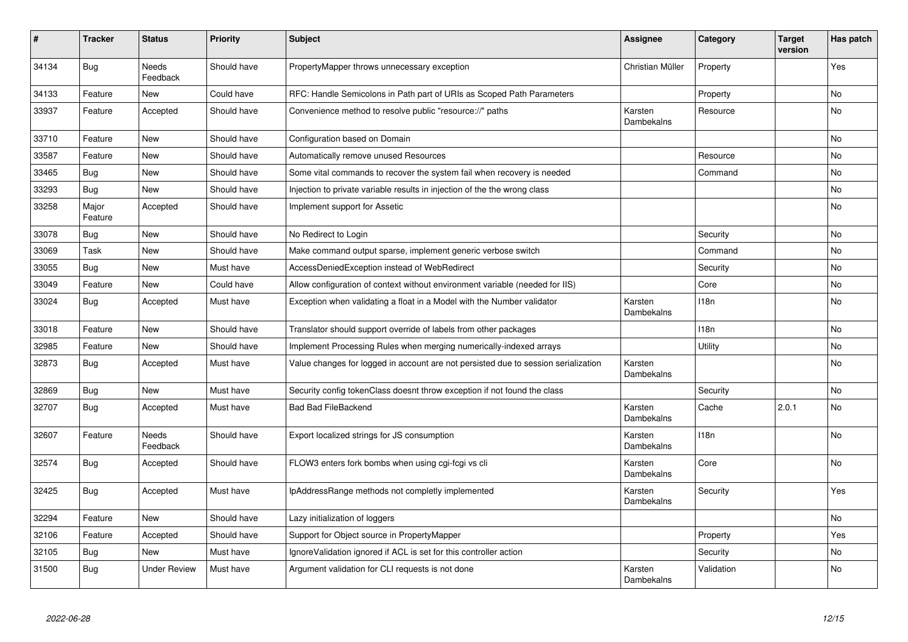| # | Tracker | Status | Priority | Subject | Assignee | Category | Target version | Has patch |
| --- | --- | --- | --- | --- | --- | --- | --- | --- |
| 34134 | Bug | Needs Feedback | Should have | PropertyMapper throws unnecessary exception | Christian Müller | Property | | Yes |
| 34133 | Feature | New | Could have | RFC: Handle Semicolons in Path part of URIs as Scoped Path Parameters | | Property | | No |
| 33937 | Feature | Accepted | Should have | Convenience method to resolve public "resource://" paths | Karsten Dambekalns | Resource | | No |
| 33710 | Feature | New | Should have | Configuration based on Domain | | | | No |
| 33587 | Feature | New | Should have | Automatically remove unused Resources | | Resource | | No |
| 33465 | Bug | New | Should have | Some vital commands to recover the system fail when recovery is needed | | Command | | No |
| 33293 | Bug | New | Should have | Injection to private variable results in injection of the the wrong class | | | | No |
| 33258 | Major Feature | Accepted | Should have | Implement support for Assetic | | | | No |
| 33078 | Bug | New | Should have | No Redirect to Login | | Security | | No |
| 33069 | Task | New | Should have | Make command output sparse, implement generic verbose switch | | Command | | No |
| 33055 | Bug | New | Must have | AccessDeniedException instead of WebRedirect | | Security | | No |
| 33049 | Feature | New | Could have | Allow configuration of context without environment variable (needed for IIS) | | Core | | No |
| 33024 | Bug | Accepted | Must have | Exception when validating a float in a Model with the Number validator | Karsten Dambekalns | I18n | | No |
| 33018 | Feature | New | Should have | Translator should support override of labels from other packages | | I18n | | No |
| 32985 | Feature | New | Should have | Implement Processing Rules when merging numerically-indexed arrays | | Utility | | No |
| 32873 | Bug | Accepted | Must have | Value changes for logged in account are not persisted due to session serialization | Karsten Dambekalns | | | No |
| 32869 | Bug | New | Must have | Security config tokenClass doesnt throw exception if not found the class | | Security | | No |
| 32707 | Bug | Accepted | Must have | Bad Bad FileBackend | Karsten Dambekalns | Cache | 2.0.1 | No |
| 32607 | Feature | Needs Feedback | Should have | Export localized strings for JS consumption | Karsten Dambekalns | I18n | | No |
| 32574 | Bug | Accepted | Should have | FLOW3 enters fork bombs when using cgi-fcgi vs cli | Karsten Dambekalns | Core | | No |
| 32425 | Bug | Accepted | Must have | IpAddressRange methods not completly implemented | Karsten Dambekalns | Security | | Yes |
| 32294 | Feature | New | Should have | Lazy initialization of loggers | | | | No |
| 32106 | Feature | Accepted | Should have | Support for Object source in PropertyMapper | | Property | | Yes |
| 32105 | Bug | New | Must have | IgnoreValidation ignored if ACL is set for this controller action | | Security | | No |
| 31500 | Bug | Under Review | Must have | Argument validation for CLI requests is not done | Karsten Dambekalns | Validation | | No |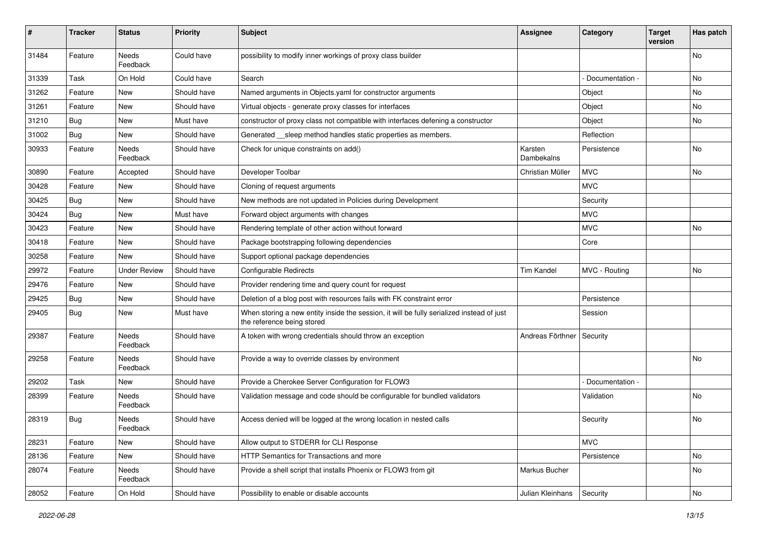| # | Tracker | Status | Priority | Subject | Assignee | Category | Target version | Has patch |
|---|---|---|---|---|---|---|---|---|
| 31484 | Feature | Needs Feedback | Could have | possibility to modify inner workings of proxy class builder | | | | No |
| 31339 | Task | On Hold | Could have | Search | | - Documentation - | | No |
| 31262 | Feature | New | Should have | Named arguments in Objects.yaml for constructor arguments | | Object | | No |
| 31261 | Feature | New | Should have | Virtual objects - generate proxy classes for interfaces | | Object | | No |
| 31210 | Bug | New | Must have | constructor of proxy class not compatible with interfaces defening a constructor | | Object | | No |
| 31002 | Bug | New | Should have | Generated __sleep method handles static properties as members. | | Reflection | | |
| 30933 | Feature | Needs Feedback | Should have | Check for unique constraints on add() | Karsten Dambekalns | Persistence | | No |
| 30890 | Feature | Accepted | Should have | Developer Toolbar | Christian Müller | MVC | | No |
| 30428 | Feature | New | Should have | Cloning of request arguments | | MVC | | |
| 30425 | Bug | New | Should have | New methods are not updated in Policies during Development | | Security | | |
| 30424 | Bug | New | Must have | Forward object arguments with changes | | MVC | | |
| 30423 | Feature | New | Should have | Rendering template of other action without forward | | MVC | | No |
| 30418 | Feature | New | Should have | Package bootstrapping following dependencies | | Core | | |
| 30258 | Feature | New | Should have | Support optional package dependencies | | | | |
| 29972 | Feature | Under Review | Should have | Configurable Redirects | Tim Kandel | MVC - Routing | | No |
| 29476 | Feature | New | Should have | Provider rendering time and query count for request | | | | |
| 29425 | Bug | New | Should have | Deletion of a blog post with resources fails with FK constraint error | | Persistence | | |
| 29405 | Bug | New | Must have | When storing a new entity inside the session, it will be fully serialized instead of just the reference being stored | | Session | | |
| 29387 | Feature | Needs Feedback | Should have | A token with wrong credentials should throw an exception | Andreas Förthner | Security | | |
| 29258 | Feature | Needs Feedback | Should have | Provide a way to override classes by environment | | | | No |
| 29202 | Task | New | Should have | Provide a Cherokee Server Configuration for FLOW3 | | - Documentation - | | |
| 28399 | Feature | Needs Feedback | Should have | Validation message and code should be configurable for bundled validators | | Validation | | No |
| 28319 | Bug | Needs Feedback | Should have | Access denied will be logged at the wrong location in nested calls | | Security | | No |
| 28231 | Feature | New | Should have | Allow output to STDERR for CLI Response | | MVC | | |
| 28136 | Feature | New | Should have | HTTP Semantics for Transactions and more | | Persistence | | No |
| 28074 | Feature | Needs Feedback | Should have | Provide a shell script that installs Phoenix or FLOW3 from git | Markus Bucher | | | No |
| 28052 | Feature | On Hold | Should have | Possibility to enable or disable accounts | Julian Kleinhans | Security | | No |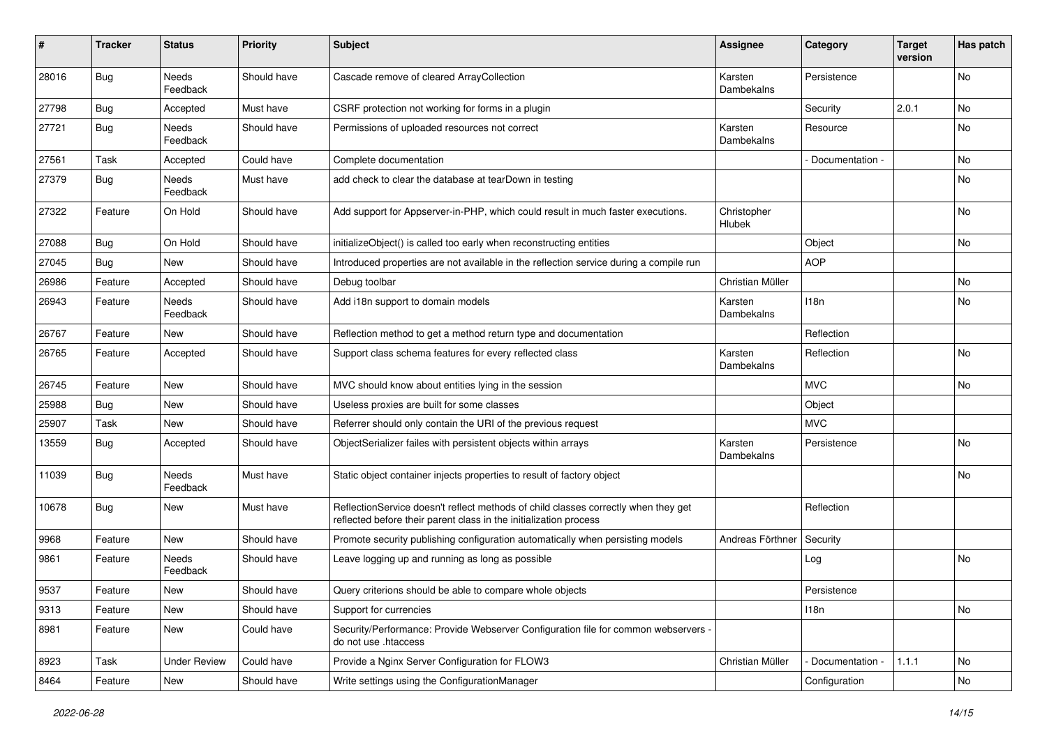| # | Tracker | Status | Priority | Subject | Assignee | Category | Target version | Has patch |
|---|---|---|---|---|---|---|---|---|
| 28016 | Bug | Needs Feedback | Should have | Cascade remove of cleared ArrayCollection | Karsten Dambekalns | Persistence | | No |
| 27798 | Bug | Accepted | Must have | CSRF protection not working for forms in a plugin | | Security | 2.0.1 | No |
| 27721 | Bug | Needs Feedback | Should have | Permissions of uploaded resources not correct | Karsten Dambekalns | Resource | | No |
| 27561 | Task | Accepted | Could have | Complete documentation | | - Documentation - | | No |
| 27379 | Bug | Needs Feedback | Must have | add check to clear the database at tearDown in testing | | | | No |
| 27322 | Feature | On Hold | Should have | Add support for Appserver-in-PHP, which could result in much faster executions. | Christopher Hlubek | | | No |
| 27088 | Bug | On Hold | Should have | initializeObject() is called too early when reconstructing entities | | Object | | No |
| 27045 | Bug | New | Should have | Introduced properties are not available in the reflection service during a compile run | | AOP | | |
| 26986 | Feature | Accepted | Should have | Debug toolbar | Christian Müller | | | No |
| 26943 | Feature | Needs Feedback | Should have | Add i18n support to domain models | Karsten Dambekalns | I18n | | No |
| 26767 | Feature | New | Should have | Reflection method to get a method return type and documentation | | Reflection | | |
| 26765 | Feature | Accepted | Should have | Support class schema features for every reflected class | Karsten Dambekalns | Reflection | | No |
| 26745 | Feature | New | Should have | MVC should know about entities lying in the session | | MVC | | No |
| 25988 | Bug | New | Should have | Useless proxies are built for some classes | | Object | | |
| 25907 | Task | New | Should have | Referrer should only contain the URI of the previous request | | MVC | | |
| 13559 | Bug | Accepted | Should have | ObjectSerializer failes with persistent objects within arrays | Karsten Dambekalns | Persistence | | No |
| 11039 | Bug | Needs Feedback | Must have | Static object container injects properties to result of factory object | | | | No |
| 10678 | Bug | New | Must have | ReflectionService doesn't reflect methods of child classes correctly when they get reflected before their parent class in the initialization process | | Reflection | | |
| 9968 | Feature | New | Should have | Promote security publishing configuration automatically when persisting models | Andreas Förthner | Security | | |
| 9861 | Feature | Needs Feedback | Should have | Leave logging up and running as long as possible | | Log | | No |
| 9537 | Feature | New | Should have | Query criterions should be able to compare whole objects | | Persistence | | |
| 9313 | Feature | New | Should have | Support for currencies | | I18n | | No |
| 8981 | Feature | New | Could have | Security/Performance: Provide Webserver Configuration file for common webservers - do not use .htaccess | | | | |
| 8923 | Task | Under Review | Could have | Provide a Nginx Server Configuration for FLOW3 | Christian Müller | - Documentation - | 1.1.1 | No |
| 8464 | Feature | New | Should have | Write settings using the ConfigurationManager | | Configuration | | No |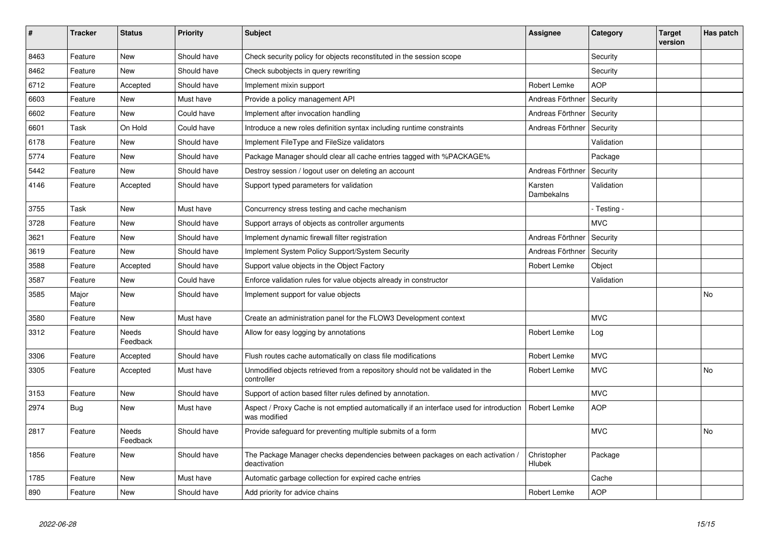| # | Tracker | Status | Priority | Subject | Assignee | Category | Target version | Has patch |
|---|---|---|---|---|---|---|---|---|
| 8463 | Feature | New | Should have | Check security policy for objects reconstituted in the session scope | | Security | | |
| 8462 | Feature | New | Should have | Check subobjects in query rewriting | | Security | | |
| 6712 | Feature | Accepted | Should have | Implement mixin support | Robert Lemke | AOP | | |
| 6603 | Feature | New | Must have | Provide a policy management API | Andreas Förthner | Security | | |
| 6602 | Feature | New | Could have | Implement after invocation handling | Andreas Förthner | Security | | |
| 6601 | Task | On Hold | Could have | Introduce a new roles definition syntax including runtime constraints | Andreas Förthner | Security | | |
| 6178 | Feature | New | Should have | Implement FileType and FileSize validators | | Validation | | |
| 5774 | Feature | New | Should have | Package Manager should clear all cache entries tagged with %PACKAGE% | | Package | | |
| 5442 | Feature | New | Should have | Destroy session / logout user on deleting an account | Andreas Förthner | Security | | |
| 4146 | Feature | Accepted | Should have | Support typed parameters for validation | Karsten Dambekalns | Validation | | |
| 3755 | Task | New | Must have | Concurrency stress testing and cache mechanism | | - Testing - | | |
| 3728 | Feature | New | Should have | Support arrays of objects as controller arguments | | MVC | | |
| 3621 | Feature | New | Should have | Implement dynamic firewall filter registration | Andreas Förthner | Security | | |
| 3619 | Feature | New | Should have | Implement System Policy Support/System Security | Andreas Förthner | Security | | |
| 3588 | Feature | Accepted | Should have | Support value objects in the Object Factory | Robert Lemke | Object | | |
| 3587 | Feature | New | Could have | Enforce validation rules for value objects already in constructor | | Validation | | |
| 3585 | Major Feature | New | Should have | Implement support for value objects | | | | No |
| 3580 | Feature | New | Must have | Create an administration panel for the FLOW3 Development context | | MVC | | |
| 3312 | Feature | Needs Feedback | Should have | Allow for easy logging by annotations | Robert Lemke | Log | | |
| 3306 | Feature | Accepted | Should have | Flush routes cache automatically on class file modifications | Robert Lemke | MVC | | |
| 3305 | Feature | Accepted | Must have | Unmodified objects retrieved from a repository should not be validated in the controller | Robert Lemke | MVC | | No |
| 3153 | Feature | New | Should have | Support of action based filter rules defined by annotation. | | MVC | | |
| 2974 | Bug | New | Must have | Aspect / Proxy Cache is not emptied automatically if an interface used for introduction was modified | Robert Lemke | AOP | | |
| 2817 | Feature | Needs Feedback | Should have | Provide safeguard for preventing multiple submits of a form | | MVC | | No |
| 1856 | Feature | New | Should have | The Package Manager checks dependencies between packages on each activation / deactivation | Christopher Hlubek | Package | | |
| 1785 | Feature | New | Must have | Automatic garbage collection for expired cache entries | | Cache | | |
| 890 | Feature | New | Should have | Add priority for advice chains | Robert Lemke | AOP | | |